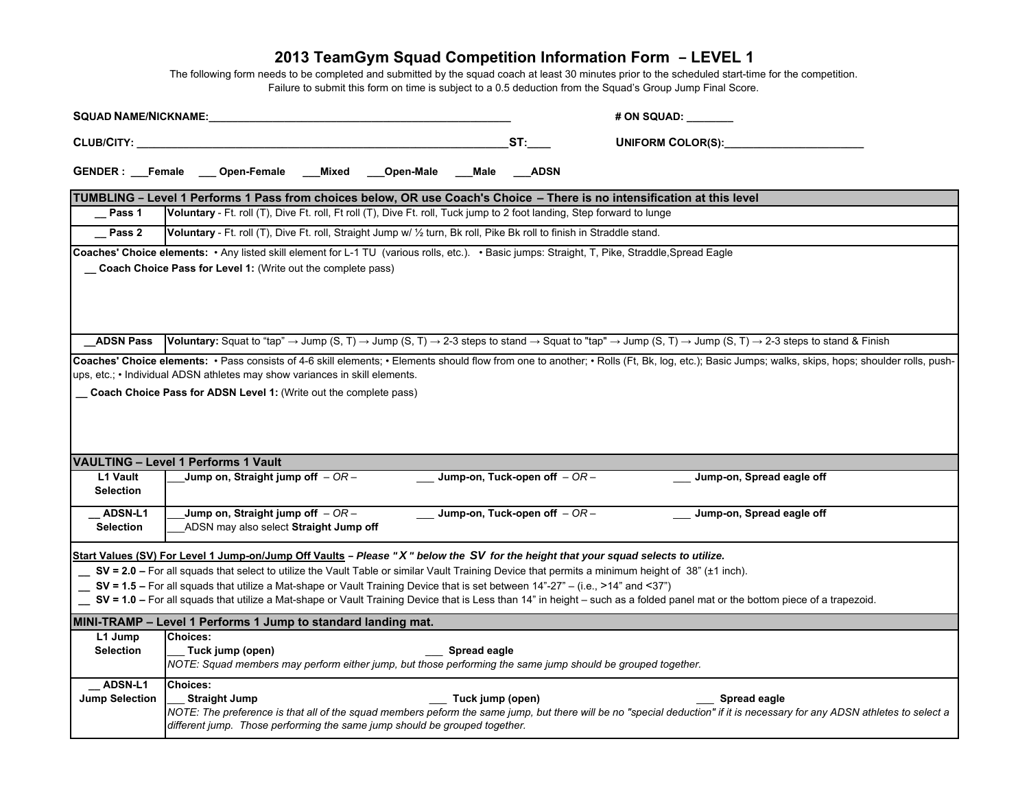# 2013 TeamGym Squad Competition Information Form – LEVEL 1

The following form needs to be completed and submitted by the squad coach at least 30 minutes prior to the scheduled start-time for the competition.
Failure to submit this form on time is subject to a 0.5 deduction from the Squad's Group Jump Final Score.

**SQUAD NAME/NICKNAME:**__________________________________________________ **# ON SQUAD:** ________

**CLUB/CITY:** _____________________________________________________________**ST:**____ **UNIFORM COLOR(S):**_______________________

**GENDER :** ___**Female** ___ **Open-Female** ___**Mixed** ___**Open-Male** ___**Male** ___**ADSN**

| **TUMBLING – Level 1 Performs 1 Pass from choices below, OR use Coach's Choice – There is no intensification at this level** | |
|---|---|
| __ **Pass 1** | **Voluntary** - Ft. roll (T), Dive Ft. roll, Ft roll (T), Dive Ft. roll, Tuck jump to 2 foot landing, Step forward to lunge |
| __ **Pass 2** | **Voluntary** - Ft. roll (T), Dive Ft. roll, Straight Jump w/ ½ turn, Bk roll, Pike Bk roll to finish in Straddle stand. |
| **Coaches' Choice elements:** • Any listed skill element for L-1 TU (various rolls, etc.). • Basic jumps: Straight, T, Pike, Straddle,Spread Eagle<br>__ **Coach Choice Pass for Level 1:** (Write out the complete pass) | |
| __**ADSN Pass** | **Voluntary:** Squat to "tap" → Jump (S, T) → Jump (S, T) → 2-3 steps to stand → Squat to "tap" → Jump (S, T) → Jump (S, T) → 2-3 steps to stand & Finish |
| **Coaches' Choice elements:** • Pass consists of 4-6 skill elements; • Elements should flow from one to another; • Rolls (Ft, Bk, log, etc.); Basic Jumps; walks, skips, hops; shoulder rolls, push-ups, etc.; • Individual ADSN athletes may show variances in skill elements.<br>__ **Coach Choice Pass for ADSN Level 1:** (Write out the complete pass) | |

| **VAULTING – Level 1 Performs 1 Vault** | |
|---|---|
| **L1 Vault Selection** | ___**Jump on, Straight jump off** *– OR –* ___ **Jump-on, Tuck-open off** *– OR –* ___ **Jump-on, Spread eagle off** |
| __ **ADSN-L1 Selection** | ___**Jump on, Straight jump off** *– OR –* ___ **Jump-on, Tuck-open off** *– OR –* ___ **Jump-on, Spread eagle off**<br>___ADSN may also select **Straight Jump off** |

**Start Values (SV) For Level 1 Jump-on/Jump Off Vaults** ***– Please "X" below the SV for the height that your squad selects to utilize.***

__ **SV = 2.0 –** For all squads that select to utilize the Vault Table or similar Vault Training Device that permits a minimum height of 38" (±1 inch).

__ **SV = 1.5 –** For all squads that utilize a Mat-shape or Vault Training Device that is set between 14"-27" – (i.e., >14" and <37")

__ **SV = 1.0 –** For all squads that utilize a Mat-shape or Vault Training Device that is Less than 14" in height – such as a folded panel mat or the bottom piece of a trapezoid.

| **MINI-TRAMP – Level 1 Performs 1 Jump to standard landing mat.** | |
|---|---|
| **L1 Jump Selection** | **Choices:**<br>___ **Tuck jump (open)** ___ **Spread eagle**<br>*NOTE: Squad members may perform either jump, but those performing the same jump should be grouped together.* |
| __ **ADSN-L1 Jump Selection** | **Choices:**<br>___ **Straight Jump** ___ **Tuck jump (open)** ___ **Spread eagle**<br>*NOTE: The preference is that all of the squad members peform the same jump, but there will be no "special deduction" if it is necessary for any ADSN athletes to select a different jump. Those performing the same jump should be grouped together.* |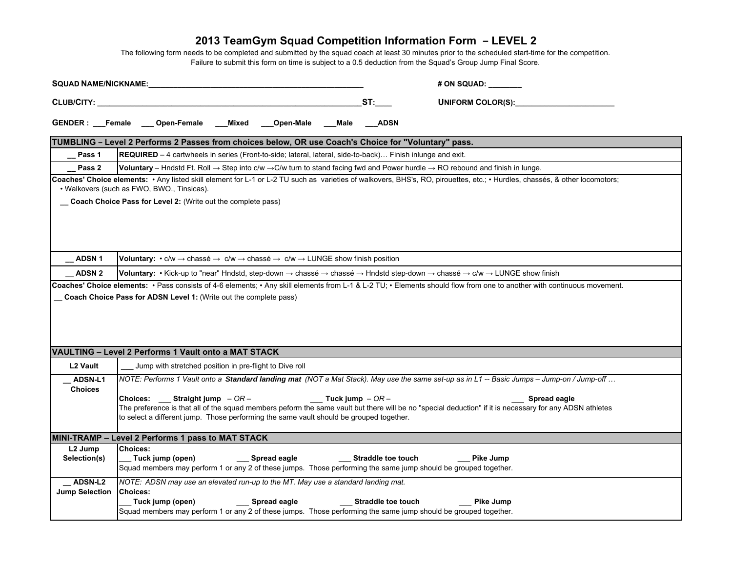# 2013 TeamGym Squad Competition Information Form – LEVEL 2

The following form needs to be completed and submitted by the squad coach at least 30 minutes prior to the scheduled start-time for the competition.
Failure to submit this form on time is subject to a 0.5 deduction from the Squad's Group Jump Final Score.

**SQUAD NAME/NICKNAME:**__________________________________________________ **# ON SQUAD:** ________

**CLUB/CITY:** ______________________________________________________________**ST:**____ **UNIFORM COLOR(S):**_______________________

**GENDER :** ___**Female** ___ **Open-Female** ___**Mixed** ___**Open-Male** ___**Male** ___**ADSN**

| **TUMBLING – Level 2 Performs 2 Passes from choices below, OR use Coach's Choice for "Voluntary" pass.** | |
|---|---|
| __ **Pass 1** | **REQUIRED** – 4 cartwheels in series (Front-to-side; lateral, lateral, side-to-back)… Finish inlunge and exit. |
| __ **Pass 2** | **Voluntary** – Hndstd Ft. Roll → Step into c/w →C/w turn to stand facing fwd and Power hurdle → RO rebound and finish in lunge. |
| **Coaches' Choice elements:** • Any listed skill element for L-1 or L-2 TU such as varieties of walkovers, BHS's, RO, pirouettes, etc.; • Hurdles, chassés, & other locomotors; • Walkovers (such as FWO, BWO., Tinsicas).<br>__ **Coach Choice Pass for Level 2:** (Write out the complete pass) | |
| __ **ADSN 1** | **Voluntary:** • c/w → chassé → c/w → chassé → c/w → LUNGE show finish position |
| __ **ADSN 2** | **Voluntary:** • Kick-up to "near" Hndstd, step-down → chassé → chassé → Hndstd step-down → chassé → c/w → LUNGE show finish |
| **Coaches' Choice elements:** • Pass consists of 4-6 elements; • Any skill elements from L-1 & L-2 TU; • Elements should flow from one to another with continuous movement.<br>__ **Coach Choice Pass for ADSN Level 1:** (Write out the complete pass) | |

| **VAULTING – Level 2 Performs 1 Vault onto a MAT STACK** | |
|---|---|
| **L2 Vault** | ___ Jump with stretched position in pre-flight to Dive roll |
| __ **ADSN-L1 Choices** | *NOTE: Performs 1 Vault onto a* ***Standard landing mat*** *(NOT a Mat Stack). May use the same set-up as in L1 -- Basic Jumps – Jump-on / Jump-off …*<br>**Choices:** ___ **Straight jump** *– OR –* ___ **Tuck jump** *– OR –* ___ **Spread eagle**<br>The preference is that all of the squad members peform the same vault but there will be no "special deduction" if it is necessary for any ADSN athletes to select a different jump. Those performing the same vault should be grouped together. |

| **MINI-TRAMP – Level 2 Performs 1 pass to MAT STACK** | |
|---|---|
| **L2 Jump Selection(s)** | **Choices:**<br>___ **Tuck jump (open)** ___ **Spread eagle** ___ **Straddle toe touch** ___ **Pike Jump**<br>Squad members may perform 1 or any 2 of these jumps. Those performing the same jump should be grouped together. |
| __ **ADSN-L2 Jump Selection** | *NOTE: ADSN may use an elevated run-up to the MT. May use a standard landing mat.*<br>**Choices:**<br>___ **Tuck jump (open)** ___ **Spread eagle** ___ **Straddle toe touch** ___ **Pike Jump**<br>Squad members may perform 1 or any 2 of these jumps. Those performing the same jump should be grouped together. |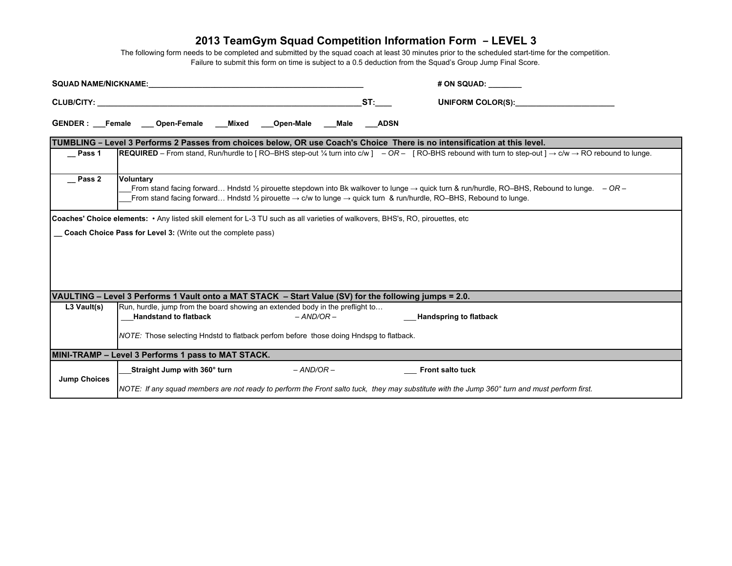# 2013 TeamGym Squad Competition Information Form – LEVEL 3

The following form needs to be completed and submitted by the squad coach at least 30 minutes prior to the scheduled start-time for the competition.
Failure to submit this form on time is subject to a 0.5 deduction from the Squad's Group Jump Final Score.

**SQUAD NAME/NICKNAME:**__________________________________________________ **# ON SQUAD:** ________

**CLUB/CITY:** ____________________________________________________________**ST:**____ **UNIFORM COLOR(S):**______________________

**GENDER :** ___**Female** ___ **Open-Female** ___**Mixed** ___**Open-Male** ___**Male** ___**ADSN**

| **TUMBLING – Level 3 Performs 2 Passes from choices below, OR use Coach's Choice There is no intensification at this level.** | |
|---|---|
| **__ Pass 1** | **REQUIRED** – From stand, Run/hurdle to [ RO–BHS step-out ¼ turn into c/w ] *– OR –* [ RO-BHS rebound with turn to step-out ] → c/w → RO rebound to lunge. |
| **__ Pass 2** | **Voluntary**<br>___From stand facing forward… Hndstd ½ pirouette stepdown into Bk walkover to lunge → quick turn & run/hurdle, RO–BHS, Rebound to lunge. *– OR –*<br>___From stand facing forward… Hndstd ½ pirouette → c/w to lunge → quick turn & run/hurdle, RO–BHS, Rebound to lunge. |
| **Coaches' Choice elements:** • Any listed skill element for L-3 TU such as all varieties of walkovers, BHS's, RO, pirouettes, etc<br><br>**__ Coach Choice Pass for Level 3:** (Write out the complete pass) | |
| **VAULTING – Level 3 Performs 1 Vault onto a MAT STACK – Start Value (SV) for the following jumps = 2.0.** | |
| **L3 Vault(s)** | Run, hurdle, jump from the board showing an extended body in the preflight to…<br>___**Handstand to flatback** *– AND/OR –* ___**Handspring to flatback**<br><br>*NOTE:* Those selecting Hndstd to flatback perfom before those doing Hndspg to flatback. |
| **MINI-TRAMP – Level 3 Performs 1 pass to MAT STACK.** | |
| **Jump Choices** | ___**Straight Jump with 360° turn** *– AND/OR –* ___ **Front salto tuck**<br><br>*NOTE: If any squad members are not ready to perform the Front salto tuck, they may substitute with the Jump 360° turn and must perform first.* |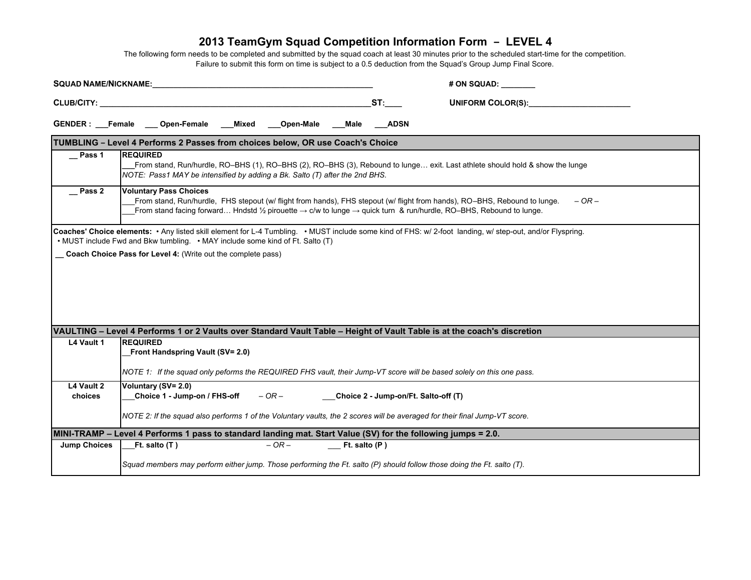# 2013 TeamGym Squad Competition Information Form – LEVEL 4

The following form needs to be completed and submitted by the squad coach at least 30 minutes prior to the scheduled start-time for the competition.
Failure to submit this form on time is subject to a 0.5 deduction from the Squad's Group Jump Final Score.

**SQUAD NAME/NICKNAME:**_______________________________________________ **# ON SQUAD:** _______

**CLUB/CITY:** ____________________________________________________________**ST:**___ **UNIFORM COLOR(S):**______________________

**GENDER :** ___**Female** ___ **Open-Female** ___**Mixed** ___**Open-Male** ___**Male** ___**ADSN**

| **TUMBLING – Level 4 Performs 2 Passes from choices below, OR use Coach's Choice** | |
|---|---|
| __ **Pass 1** | **REQUIRED**<br>___From stand, Run/hurdle, RO–BHS (1), RO–BHS (2), RO–BHS (3), Rebound to lunge… exit. Last athlete should hold & show the lunge<br>*NOTE: Pass1 MAY be intensified by adding a Bk. Salto (T) after the 2nd BHS.* |
| __ **Pass 2** | **Voluntary Pass Choices**<br>___From stand, Run/hurdle, FHS stepout (w/ flight from hands), FHS stepout (w/ flight from hands), RO–BHS, Rebound to lunge. *– OR –*<br>___From stand facing forward… Hndstd ½ pirouette → c/w to lunge → quick turn & run/hurdle, RO–BHS, Rebound to lunge. |

**Coaches' Choice elements:** • Any listed skill element for L-4 Tumbling. • MUST include some kind of FHS: w/ 2-foot landing, w/ step-out, and/or Flyspring.
• MUST include Fwd and Bkw tumbling. • MAY include some kind of Ft. Salto (T)

__ **Coach Choice Pass for Level 4:** (Write out the complete pass)

| **VAULTING – Level 4 Performs 1 or 2 Vaults over Standard Vault Table – Height of Vault Table is at the coach's discretion** | |
|---|---|
| **L4 Vault 1** | **REQUIRED**<br>**__Front Handspring Vault (SV= 2.0)**<br>*NOTE 1: If the squad only peforms the REQUIRED FHS vault, their Jump-VT score will be based solely on this one pass.* |
| **L4 Vault 2 choices** | **Voluntary (SV= 2.0)**<br>___**Choice 1 - Jump-on / FHS-off** *– OR –* ___**Choice 2 - Jump-on/Ft. Salto-off (T)**<br>*NOTE 2: If the squad also performs 1 of the Voluntary vaults, the 2 scores will be averaged for their final Jump-VT score.* |

| **MINI-TRAMP – Level 4 Performs 1 pass to standard landing mat. Start Value (SV) for the following jumps = 2.0.** | |
|---|---|
| **Jump Choices** | ___**Ft. salto (T )** *– OR –* ___ **Ft. salto (P )**<br>*Squad members may perform either jump. Those performing the Ft. salto (P) should follow those doing the Ft. salto (T).* |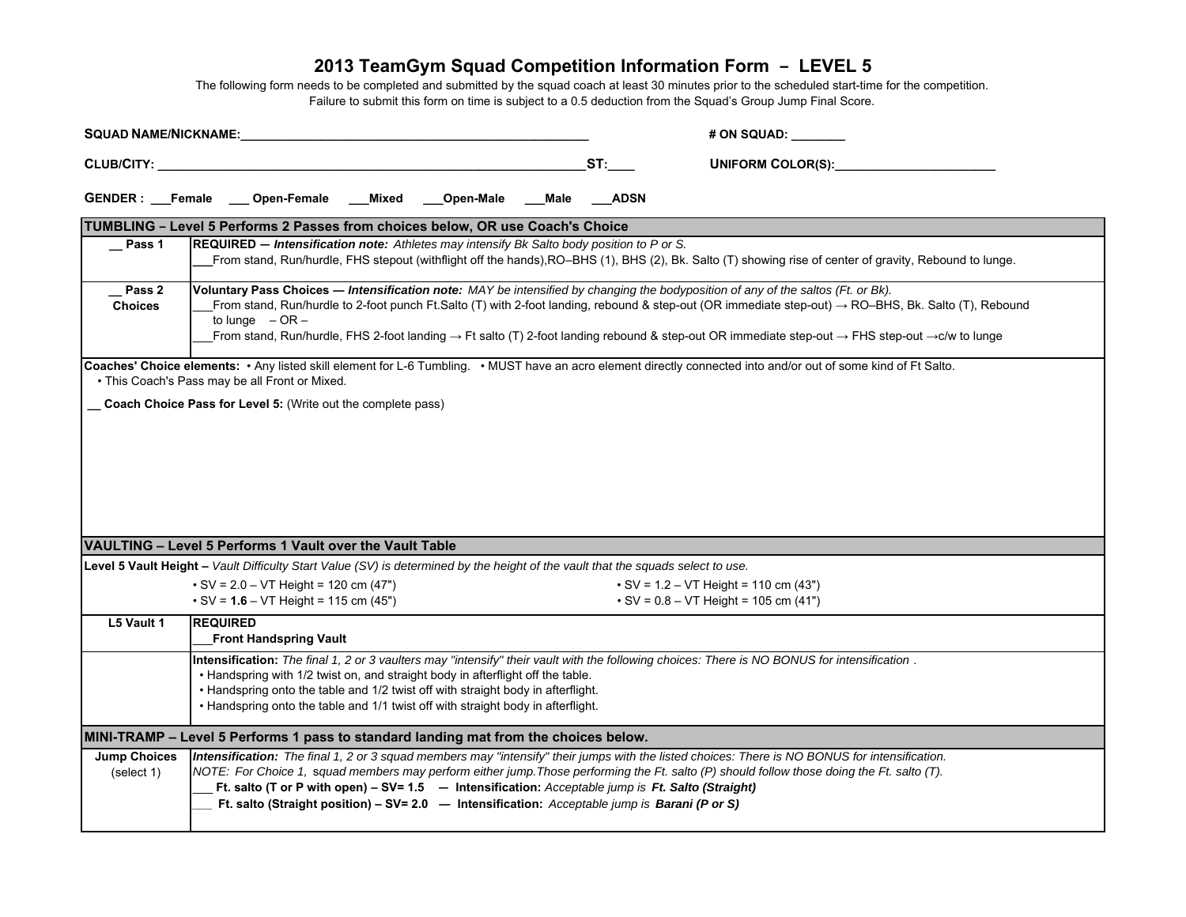# 2013 TeamGym Squad Competition Information Form – LEVEL 5

The following form needs to be completed and submitted by the squad coach at least 30 minutes prior to the scheduled start-time for the competition.
Failure to submit this form on time is subject to a 0.5 deduction from the Squad's Group Jump Final Score.

**SQUAD NAME/NICKNAME:**_______________________________________________ **# ON SQUAD:** ________

**CLUB/CITY:** _____________________________________________________________**ST:**____ **UNIFORM COLOR(S):**_______________________

**GENDER :** ___**Female** ___ **Open-Female** ___**Mixed** ___**Open-Male** ___**Male** ___**ADSN**

| **TUMBLING – Level 5 Performs 2 Passes from choices below, OR use Coach's Choice** | |
|---|---|
| __ **Pass 1** | **REQUIRED —** ***Intensification note:*** *Athletes may intensify Bk Salto body position to P or S.*<br>___From stand, Run/hurdle, FHS stepout (withflight off the hands),RO–BHS (1), BHS (2), Bk. Salto (T) showing rise of center of gravity, Rebound to lunge. |
| __ **Pass 2 Choices** | **Voluntary Pass Choices —** ***Intensification note:*** *MAY be intensified by changing the bodyposition of any of the saltos (Ft. or Bk).*<br>___From stand, Run/hurdle to 2-foot punch Ft.Salto (T) with 2-foot landing, rebound & step-out (OR immediate step-out) → RO–BHS, Bk. Salto (T), Rebound to lunge – OR –<br>___From stand, Run/hurdle, FHS 2-foot landing → Ft salto (T) 2-foot landing rebound & step-out OR immediate step-out → FHS step-out →c/w to lunge |
| **Coaches' Choice elements:** • Any listed skill element for L-6 Tumbling. • MUST have an acro element directly connected into and/or out of some kind of Ft Salto.<br>• This Coach's Pass may be all Front or Mixed.<br>__ **Coach Choice Pass for Level 5:** (Write out the complete pass) | |

| **VAULTING – Level 5 Performs 1 Vault over the Vault Table** | |
|---|---|
| **Level 5 Vault Height –** *Vault Difficulty Start Value (SV) is determined by the height of the vault that the squads select to use.*<br>• SV = 2.0 – VT Height = 120 cm (47") • SV = 1.2 – VT Height = 110 cm (43")<br>• SV = **1.6** – VT Height = 115 cm (45") • SV = 0.8 – VT Height = 105 cm (41") | |
| **L5 Vault 1** | **REQUIRED**<br>___**Front Handspring Vault** |
| | **Intensification:** *The final 1, 2 or 3 vaulters may "intensify" their vault with the following choices: There is NO BONUS for intensification .*<br>• Handspring with 1/2 twist on, and straight body in afterflight off the table.<br>• Handspring onto the table and 1/2 twist off with straight body in afterflight.<br>• Handspring onto the table and 1/1 twist off with straight body in afterflight. |

| **MINI-TRAMP – Level 5 Performs 1 pass to standard landing mat from the choices below.** | |
|---|---|
| **Jump Choices** (select 1) | ***Intensification:*** *The final 1, 2 or 3 squad members may "intensify" their jumps with the listed choices: There is NO BONUS for intensification.*<br>*NOTE: For Choice 1, squad members may perform either jump.Those performing the Ft. salto (P) should follow those doing the Ft. salto (T).*<br>___ **Ft. salto (T or P with open) – SV= 1.5 — Intensification:** *Acceptable jump is* ***Ft. Salto (Straight)***<br>___ **Ft. salto (Straight position) – SV= 2.0 — Intensification:** *Acceptable jump is* ***Barani (P or S)*** |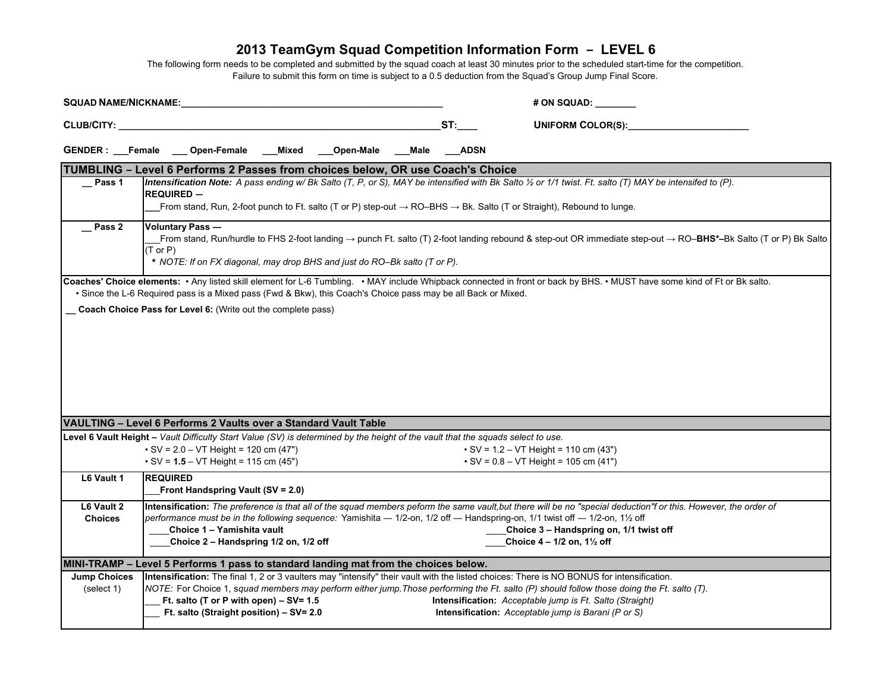# 2013 TeamGym Squad Competition Information Form – LEVEL 6

The following form needs to be completed and submitted by the squad coach at least 30 minutes prior to the scheduled start-time for the competition.
Failure to submit this form on time is subject to a 0.5 deduction from the Squad's Group Jump Final Score.

**SQUAD NAME/NICKNAME:**__________________________________________________ **# ON SQUAD:** ________

**CLUB/CITY:** ______________________________________________________________**ST:**____ **UNIFORM COLOR(S):**_______________________

**GENDER :** ___**Female** ___ **Open-Female** ___**Mixed** ___**Open-Male** ___**Male** ___**ADSN**

| **TUMBLING – Level 6 Performs 2 Passes from choices below, OR use Coach's Choice** | |
|---|---|
| __ **Pass 1** | ***Intensification Note:*** *A pass ending w/ Bk Salto (T, P, or S), MAY be intensified with Bk Salto ½ or 1/1 twist. Ft. salto (T) MAY be intensifed to (P).*<br>**REQUIRED —**<br>___From stand, Run, 2-foot punch to Ft. salto (T or P) step-out → RO–BHS → Bk. Salto (T or Straight), Rebound to lunge. |
| __ **Pass 2** | **Voluntary Pass —**<br>___From stand, Run/hurdle to FHS 2-foot landing → punch Ft. salto (T) 2-foot landing rebound & step-out OR immediate step-out → RO–**BHS*–**Bk Salto (T or P) Bk Salto (T or P)<br>**\*** *NOTE: If on FX diagonal, may drop BHS and just do RO–Bk salto (T or P).* |

**Coaches' Choice elements:** • Any listed skill element for L-6 Tumbling. • MAY include Whipback connected in front or back by BHS. • MUST have some kind of Ft or Bk salto.
• Since the L-6 Required pass is a Mixed pass (Fwd & Bkw), this Coach's Choice pass may be all Back or Mixed.

__ **Coach Choice Pass for Level 6:** (Write out the complete pass)

## VAULTING – Level 6 Performs 2 Vaults over a Standard Vault Table

**Level 6 Vault Height –** *Vault Difficulty Start Value (SV) is determined by the height of the vault that the squads select to use.*

- SV = 2.0 – VT Height = 120 cm (47")
- SV = **1.5** – VT Height = 115 cm (45")
- SV = 1.2 – VT Height = 110 cm (43")
- SV = 0.8 – VT Height = 105 cm (41")

| | |
|---|---|
| **L6 Vault 1** | **REQUIRED**<br>___**Front Handspring Vault (SV = 2.0)** |
| **L6 Vault 2 Choices** | **Intensification:** *The preference is that all of the squad members peform the same vault,but there will be no "special deduction"f or this. However, the order of performance must be in the following sequence:* Yamishita — 1/2-on, 1/2 off — Handspring-on, 1/1 twist off — 1/2-on, 1½ off<br>____**Choice 1 – Yamishita vault**<br>____**Choice 2 – Handspring 1/2 on, 1/2 off**<br>____**Choice 3 – Handspring on, 1/1 twist off**<br>____**Choice 4 – 1/2 on, 1½ off** |

## MINI-TRAMP – Level 5 Performs 1 pass to standard landing mat from the choices below.

| | |
|---|---|
| **Jump Choices** (select 1) | **Intensification:** The final 1, 2 or 3 vaulters may "intensify" their vault with the listed choices: There is NO BONUS for intensification.<br>*NOTE: For Choice 1, squad members may perform either jump.Those performing the Ft. salto (P) should follow those doing the Ft. salto (T).*<br>___ **Ft. salto (T or P with open) – SV= 1.5** — **Intensification:** *Acceptable jump is Ft. Salto (Straight)*<br>___ **Ft. salto (Straight position) – SV= 2.0** — **Intensification:** *Acceptable jump is Barani (P or S)* |